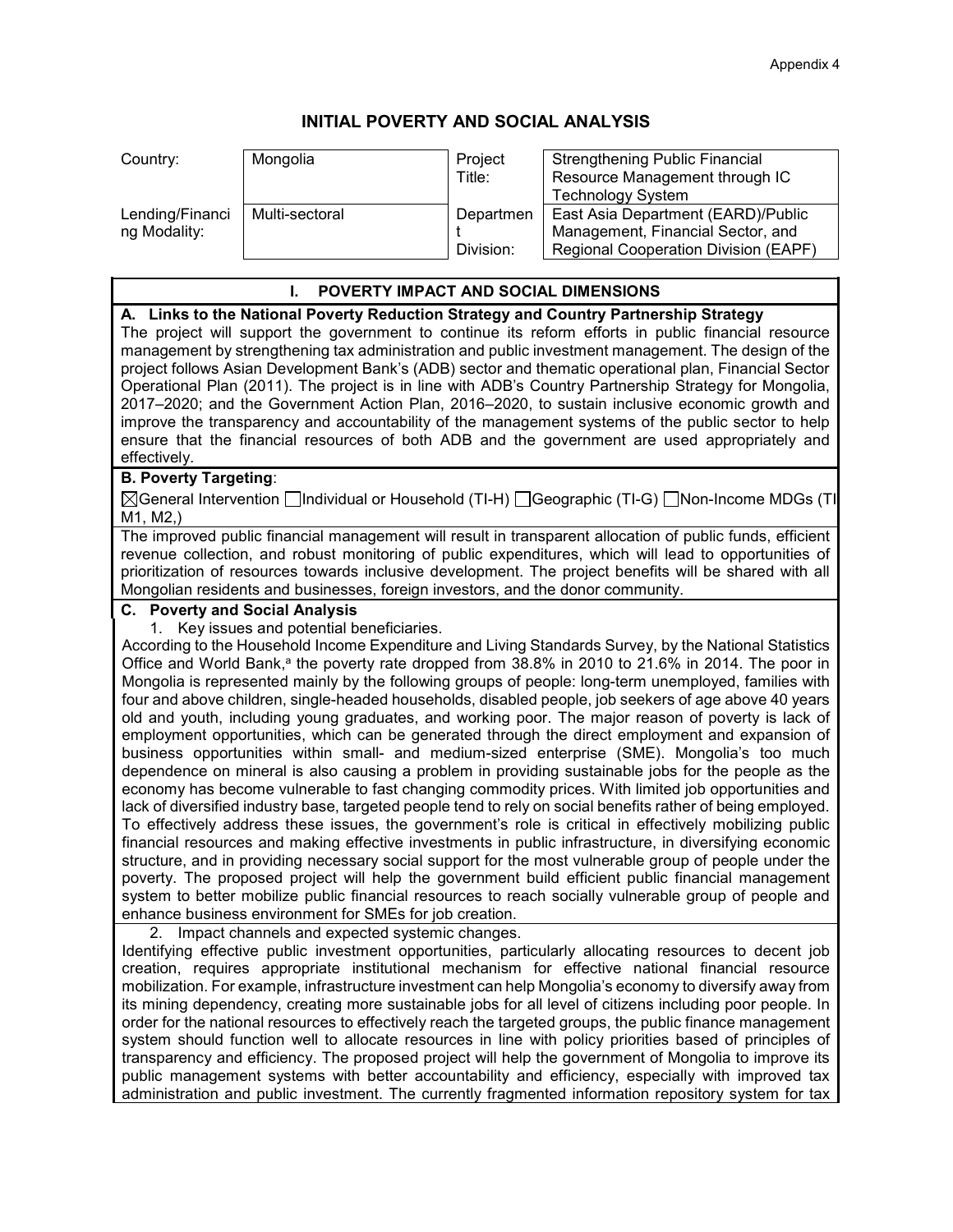# INITIAL POVERTY AND SOCIAL ANALYSIS

| Country: | Mongolia | Project Title: | Strengthening Public Financial Resource Management through IC Technology System |
|---|---|---|---|
| Lending/Financing Modality: | Multi-sectoral | Department Division: | East Asia Department (EARD)/Public Management, Financial Sector, and Regional Cooperation Division (EAPF) |

## I. POVERTY IMPACT AND SOCIAL DIMENSIONS

**A. Links to the National Poverty Reduction Strategy and Country Partnership Strategy**

The project will support the government to continue its reform efforts in public financial resource management by strengthening tax administration and public investment management. The design of the project follows Asian Development Bank's (ADB) sector and thematic operational plan, Financial Sector Operational Plan (2011). The project is in line with ADB's Country Partnership Strategy for Mongolia, 2017–2020; and the Government Action Plan, 2016–2020, to sustain inclusive economic growth and improve the transparency and accountability of the management systems of the public sector to help ensure that the financial resources of both ADB and the government are used appropriately and effectively.

**B. Poverty Targeting**:

☒General Intervention ☐Individual or Household (TI-H) ☐Geographic (TI-G) ☐Non-Income MDGs (TI M1, M2,)

The improved public financial management will result in transparent allocation of public funds, efficient revenue collection, and robust monitoring of public expenditures, which will lead to opportunities of prioritization of resources towards inclusive development. The project benefits will be shared with all Mongolian residents and businesses, foreign investors, and the donor community.

**C. Poverty and Social Analysis**

1. Key issues and potential beneficiaries.

According to the Household Income Expenditure and Living Standards Survey, by the National Statistics Office and World Bank,[a] the poverty rate dropped from 38.8% in 2010 to 21.6% in 2014. The poor in Mongolia is represented mainly by the following groups of people: long-term unemployed, families with four and above children, single-headed households, disabled people, job seekers of age above 40 years old and youth, including young graduates, and working poor. The major reason of poverty is lack of employment opportunities, which can be generated through the direct employment and expansion of business opportunities within small- and medium-sized enterprise (SME). Mongolia's too much dependence on mineral is also causing a problem in providing sustainable jobs for the people as the economy has become vulnerable to fast changing commodity prices. With limited job opportunities and lack of diversified industry base, targeted people tend to rely on social benefits rather of being employed. To effectively address these issues, the government's role is critical in effectively mobilizing public financial resources and making effective investments in public infrastructure, in diversifying economic structure, and in providing necessary social support for the most vulnerable group of people under the poverty. The proposed project will help the government build efficient public financial management system to better mobilize public financial resources to reach socially vulnerable group of people and enhance business environment for SMEs for job creation.

2. Impact channels and expected systemic changes.

Identifying effective public investment opportunities, particularly allocating resources to decent job creation, requires appropriate institutional mechanism for effective national financial resource mobilization. For example, infrastructure investment can help Mongolia's economy to diversify away from its mining dependency, creating more sustainable jobs for all level of citizens including poor people. In order for the national resources to effectively reach the targeted groups, the public finance management system should function well to allocate resources in line with policy priorities based of principles of transparency and efficiency. The proposed project will help the government of Mongolia to improve its public management systems with better accountability and efficiency, especially with improved tax administration and public investment. The currently fragmented information repository system for tax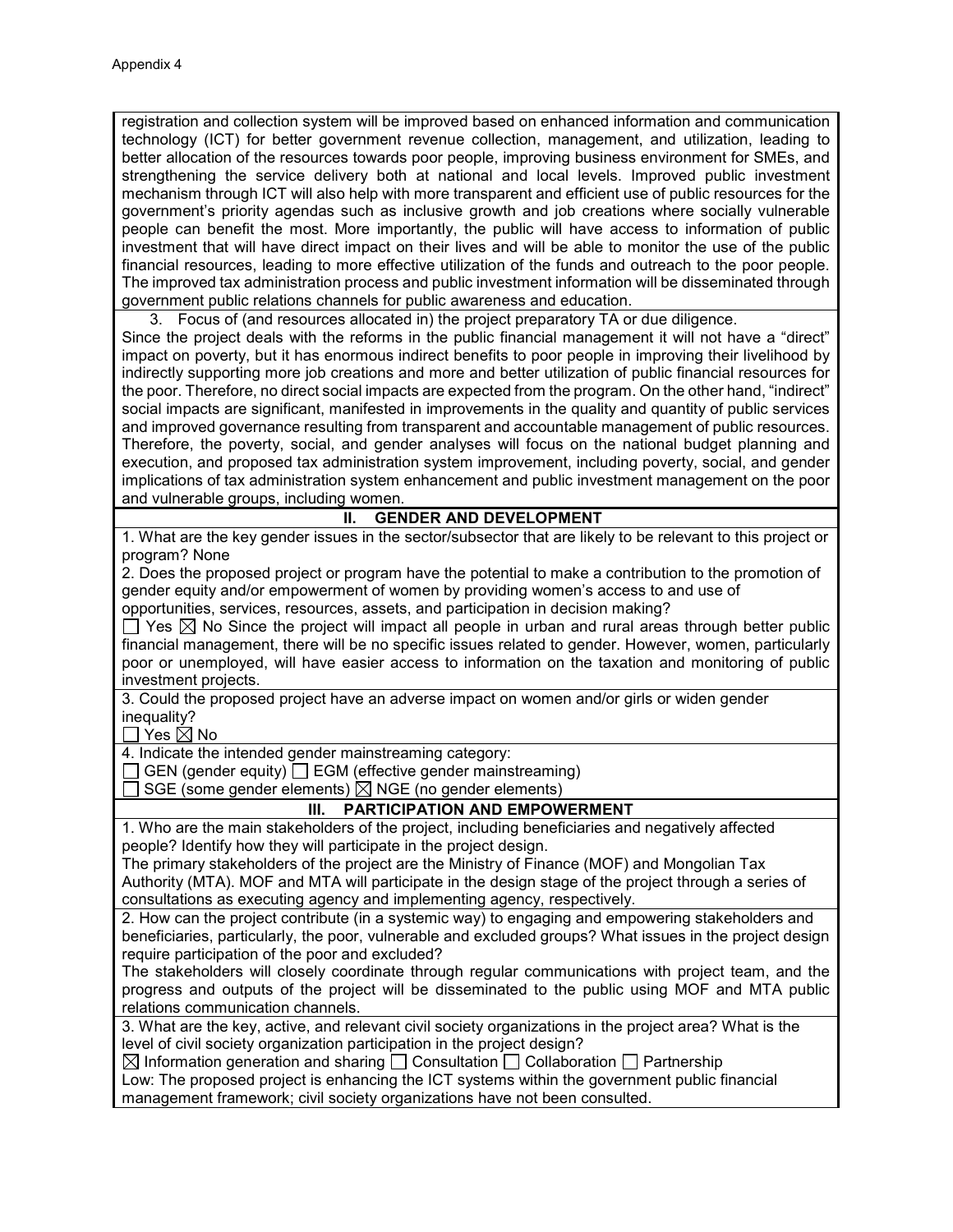registration and collection system will be improved based on enhanced information and communication technology (ICT) for better government revenue collection, management, and utilization, leading to better allocation of the resources towards poor people, improving business environment for SMEs, and strengthening the service delivery both at national and local levels. Improved public investment mechanism through ICT will also help with more transparent and efficient use of public resources for the government's priority agendas such as inclusive growth and job creations where socially vulnerable people can benefit the most. More importantly, the public will have access to information of public investment that will have direct impact on their lives and will be able to monitor the use of the public financial resources, leading to more effective utilization of the funds and outreach to the poor people. The improved tax administration process and public investment information will be disseminated through government public relations channels for public awareness and education.

3. Focus of (and resources allocated in) the project preparatory TA or due diligence.

Since the project deals with the reforms in the public financial management it will not have a "direct" impact on poverty, but it has enormous indirect benefits to poor people in improving their livelihood by indirectly supporting more job creations and more and better utilization of public financial resources for the poor. Therefore, no direct social impacts are expected from the program. On the other hand, "indirect" social impacts are significant, manifested in improvements in the quality and quantity of public services and improved governance resulting from transparent and accountable management of public resources. Therefore, the poverty, social, and gender analyses will focus on the national budget planning and execution, and proposed tax administration system improvement, including poverty, social, and gender implications of tax administration system enhancement and public investment management on the poor and vulnerable groups, including women.

## II. GENDER AND DEVELOPMENT

1. What are the key gender issues in the sector/subsector that are likely to be relevant to this project or program? None

2. Does the proposed project or program have the potential to make a contribution to the promotion of gender equity and/or empowerment of women by providing women's access to and use of opportunities, services, resources, assets, and participation in decision making?

☐ Yes ☒ No Since the project will impact all people in urban and rural areas through better public financial management, there will be no specific issues related to gender. However, women, particularly poor or unemployed, will have easier access to information on the taxation and monitoring of public investment projects.

3. Could the proposed project have an adverse impact on women and/or girls or widen gender inequality?

☐ Yes ☒ No

4. Indicate the intended gender mainstreaming category:

☐ GEN (gender equity) ☐ EGM (effective gender mainstreaming)
☐ SGE (some gender elements) ☒ NGE (no gender elements)

## III. PARTICIPATION AND EMPOWERMENT

1. Who are the main stakeholders of the project, including beneficiaries and negatively affected people? Identify how they will participate in the project design.

The primary stakeholders of the project are the Ministry of Finance (MOF) and Mongolian Tax Authority (MTA). MOF and MTA will participate in the design stage of the project through a series of consultations as executing agency and implementing agency, respectively.

2. How can the project contribute (in a systemic way) to engaging and empowering stakeholders and beneficiaries, particularly, the poor, vulnerable and excluded groups? What issues in the project design require participation of the poor and excluded?

The stakeholders will closely coordinate through regular communications with project team, and the progress and outputs of the project will be disseminated to the public using MOF and MTA public relations communication channels.

3. What are the key, active, and relevant civil society organizations in the project area? What is the level of civil society organization participation in the project design?

☒ Information generation and sharing ☐ Consultation ☐ Collaboration ☐ Partnership

Low: The proposed project is enhancing the ICT systems within the government public financial management framework; civil society organizations have not been consulted.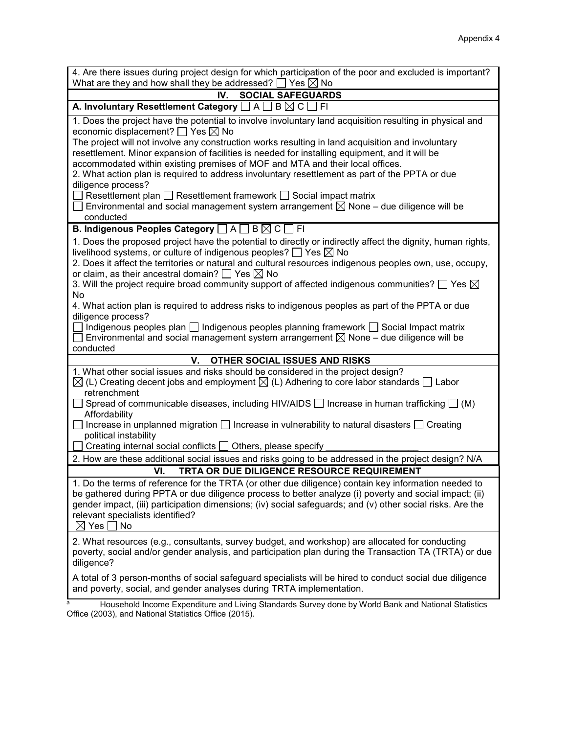4. Are there issues during project design for which participation of the poor and excluded is important? What are they and how shall they be addressed? ☐ Yes ☒ No

## IV. SOCIAL SAFEGUARDS

**A. Involuntary Resettlement Category** ☐ A ☐ B ☒ C ☐ FI

1. Does the project have the potential to involve involuntary land acquisition resulting in physical and economic displacement? ☐ Yes ☒ No
The project will not involve any construction works resulting in land acquisition and involuntary resettlement. Minor expansion of facilities is needed for installing equipment, and it will be accommodated within existing premises of MOF and MTA and their local offices.

2. What action plan is required to address involuntary resettlement as part of the PPTA or due diligence process?
☐ Resettlement plan ☐ Resettlement framework ☐ Social impact matrix
☐ Environmental and social management system arrangement ☒ None – due diligence will be conducted

**B. Indigenous Peoples Category** ☐ A ☐ B ☒ C ☐ FI

1. Does the proposed project have the potential to directly or indirectly affect the dignity, human rights, livelihood systems, or culture of indigenous peoples? ☐ Yes ☒ No
2. Does it affect the territories or natural and cultural resources indigenous peoples own, use, occupy, or claim, as their ancestral domain? ☐ Yes ☒ No
3. Will the project require broad community support of affected indigenous communities? ☐ Yes ☒ No
4. What action plan is required to address risks to indigenous peoples as part of the PPTA or due diligence process?
☐ Indigenous peoples plan ☐ Indigenous peoples planning framework ☐ Social Impact matrix
☐ Environmental and social management system arrangement ☒ None – due diligence will be conducted

## V. OTHER SOCIAL ISSUES AND RISKS

1. What other social issues and risks should be considered in the project design?
☒ (L) Creating decent jobs and employment ☒ (L) Adhering to core labor standards ☐ Labor retrenchment
☐ Spread of communicable diseases, including HIV/AIDS ☐ Increase in human trafficking ☐ (M) Affordability
☐ Increase in unplanned migration ☐ Increase in vulnerability to natural disasters ☐ Creating political instability
☐ Creating internal social conflicts ☐ Others, please specify __________________

2. How are these additional social issues and risks going to be addressed in the project design? N/A

## VI. TRTA OR DUE DILIGENCE RESOURCE REQUIREMENT

1. Do the terms of reference for the TRTA (or other due diligence) contain key information needed to be gathered during PPTA or due diligence process to better analyze (i) poverty and social impact; (ii) gender impact, (iii) participation dimensions; (iv) social safeguards; and (v) other social risks. Are the relevant specialists identified?
☒ Yes ☐ No

2. What resources (e.g., consultants, survey budget, and workshop) are allocated for conducting poverty, social and/or gender analysis, and participation plan during the Transaction TA (TRTA) or due diligence?

A total of 3 person-months of social safeguard specialists will be hired to conduct social due diligence and poverty, social, and gender analyses during TRTA implementation.

[a] Household Income Expenditure and Living Standards Survey done by World Bank and National Statistics Office (2003), and National Statistics Office (2015).